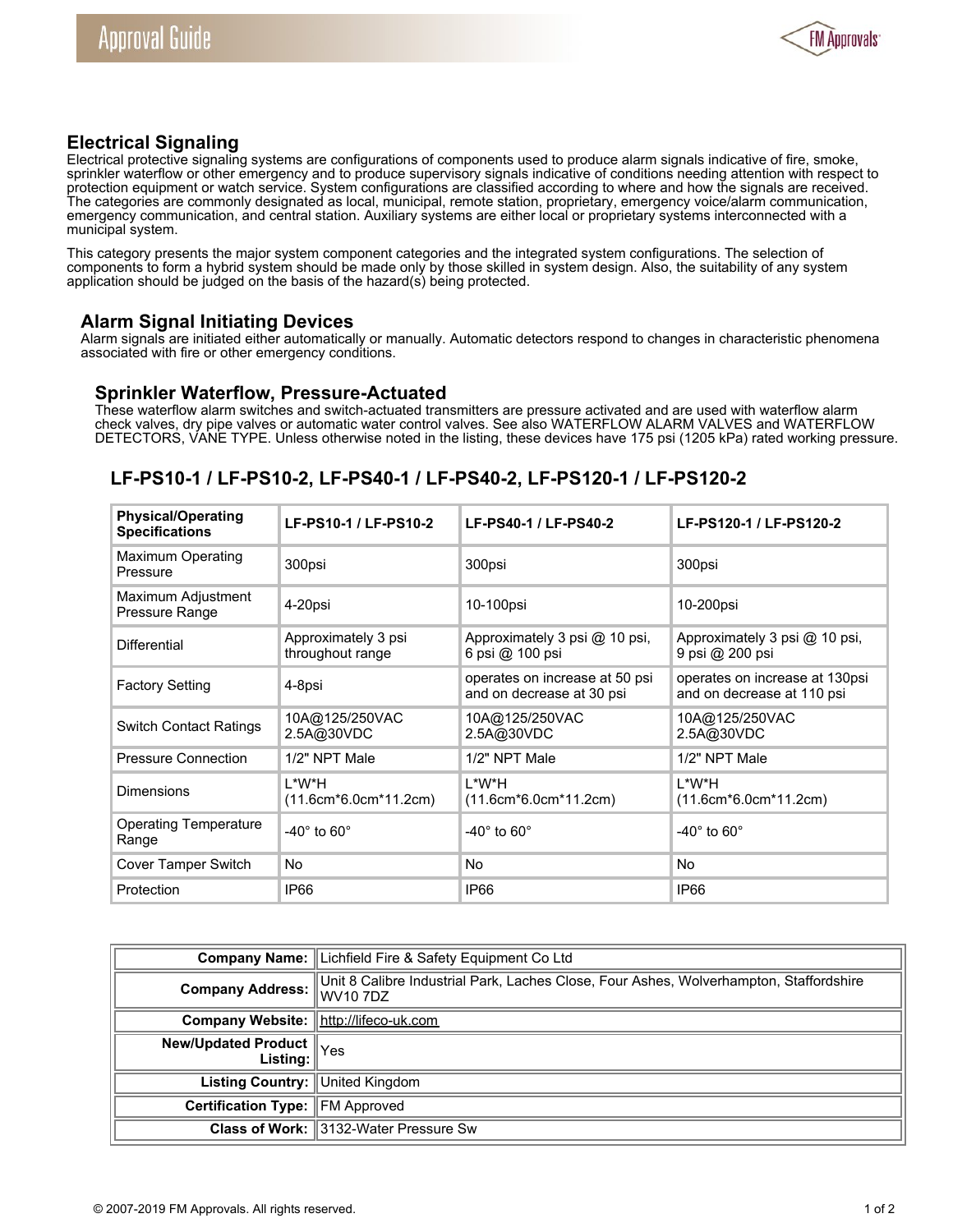# Electrical Signaling

Electrical protective signaling systems are configurations of components used to produce alarm signals indicative of fire, smoke, sprinkler waterflow or other emergency and to produce supervisory signals indicative of conditions needing attention with respect to protection equipment or watch service. System configurations are classified according to where and how the signals are received. The categories are commonly designated as local, municipal, remote station, proprietary, emergency voice/alarm communication, emergency communication, and central station. Auxiliary systems are either local or proprietary systems interconnected with a municipal system.

This category presents the major system component categories and the integrated system configurations. The selection of components to form a hybrid system should be made only by those skilled in system design. Also, the suitability of any system application should be judged on the basis of the hazard(s) being protected.

## Alarm Signal Initiating Devices

Alarm signals are initiated either automatically or manually. Automatic detectors respond to changes in characteristic phenomena associated with fire or other emergency conditions.

### Sprinkler Waterflow, Pressure-Actuated

These waterflow alarm switches and switch-actuated transmitters are pressure activated and are used with waterflow alarm check valves, dry pipe valves or automatic water control valves. See also WATERFLOW ALARM VALVES and WATERFLOW DETECTORS, VANE TYPE. Unless otherwise noted in the listing, these devices have 175 psi (1205 kPa) rated working pressure.

#### LF-PS10-1 / LF-PS10-2, LF-PS40-1 / LF-PS40-2, LF-PS120-1 / LF-PS120-2

| Physical/Operating Specifications | LF-PS10-1 / LF-PS10-2 | LF-PS40-1 / LF-PS40-2 | LF-PS120-1 / LF-PS120-2 |
|---|---|---|---|
| Maximum Operating Pressure | 300psi | 300psi | 300psi |
| Maximum Adjustment Pressure Range | 4-20psi | 10-100psi | 10-200psi |
| Differential | Approximately 3 psi throughout range | Approximately 3 psi @ 10 psi, 6 psi @ 100 psi | Approximately 3 psi @ 10 psi, 9 psi @ 200 psi |
| Factory Setting | 4-8psi | operates on increase at 50 psi and on decrease at 30 psi | operates on increase at 130psi and on decrease at 110 psi |
| Switch Contact Ratings | 10A@125/250VAC 2.5A@30VDC | 10A@125/250VAC 2.5A@30VDC | 10A@125/250VAC 2.5A@30VDC |
| Pressure Connection | 1/2" NPT Male | 1/2" NPT Male | 1/2" NPT Male |
| Dimensions | L*W*H (11.6cm*6.0cm*11.2cm) | L*W*H (11.6cm*6.0cm*11.2cm) | L*W*H (11.6cm*6.0cm*11.2cm) |
| Operating Temperature Range | -40° to 60° | -40° to 60° | -40° to 60° |
| Cover Tamper Switch | No | No | No |
| Protection | IP66 | IP66 | IP66 |

| | |
|---|---|
| **Company Name:** | Lichfield Fire & Safety Equipment Co Ltd |
| **Company Address:** | Unit 8 Calibre Industrial Park, Laches Close, Four Ashes, Wolverhampton, Staffordshire WV10 7DZ |
| **Company Website:** | http://lifeco-uk.com |
| **New/Updated Product Listing:** | Yes |
| **Listing Country:** | United Kingdom |
| **Certification Type:** | FM Approved |
| **Class of Work:** | 3132-Water Pressure Sw |